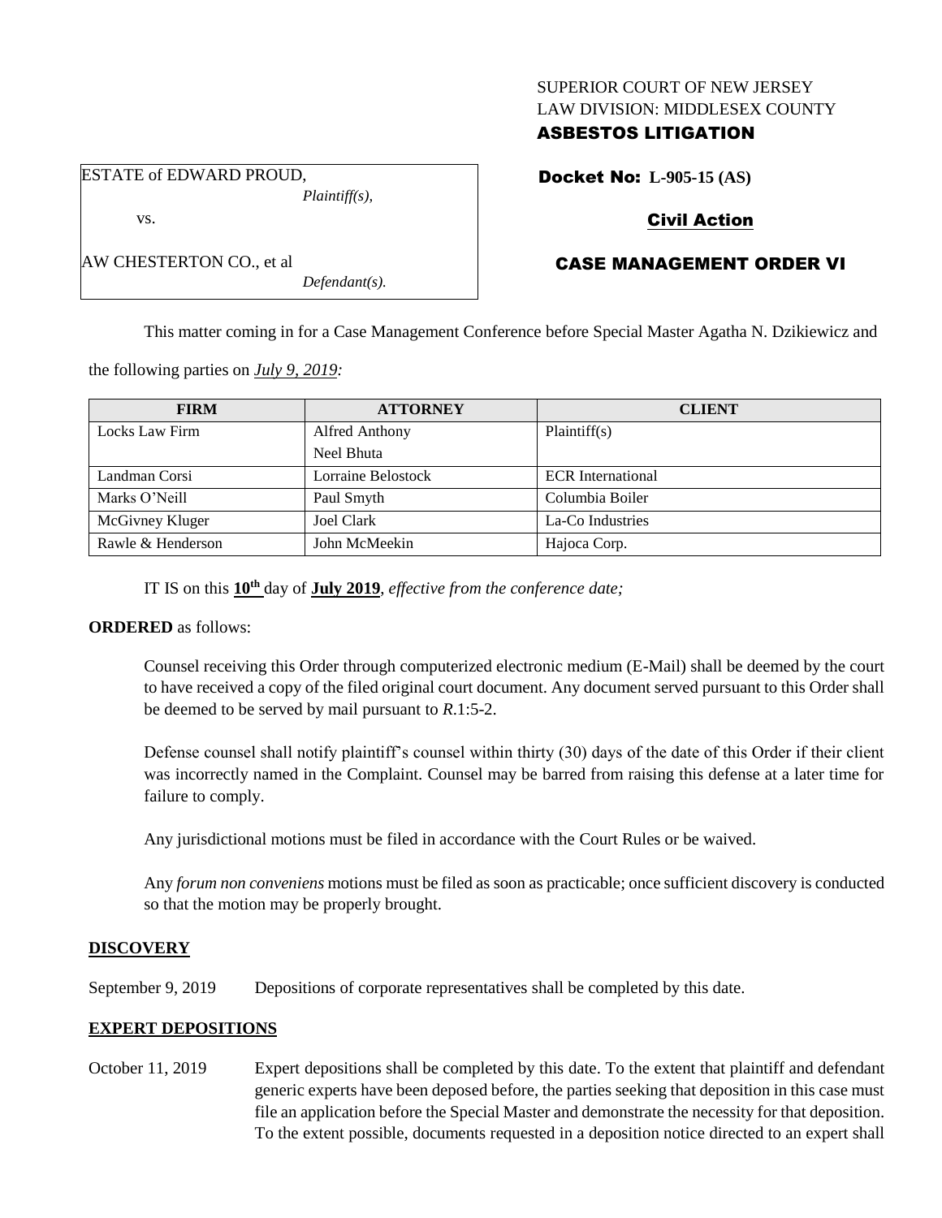SUPERIOR COURT OF NEW JERSEY
LAW DIVISION: MIDDLESEX COUNTY

**ASBESTOS LITIGATION**

ESTATE of EDWARD PROUD,
*Plaintiff(s),*

vs.

AW CHESTERTON CO., et al
*Defendant(s).*

**Docket No: L-905-15 (AS)**

**Civil Action**

**CASE MANAGEMENT ORDER VI**

This matter coming in for a Case Management Conference before Special Master Agatha N. Dzikiewicz and the following parties on *July 9, 2019:*

| FIRM | ATTORNEY | CLIENT |
|---|---|---|
| Locks Law Firm | Alfred Anthony<br>Neel Bhuta | Plaintiff(s) |
| Landman Corsi | Lorraine Belostock | ECR International |
| Marks O'Neill | Paul Smyth | Columbia Boiler |
| McGivney Kluger | Joel Clark | La-Co Industries |
| Rawle & Henderson | John McMeekin | Hajoca Corp. |

IT IS on this **10th** day of **July 2019**, *effective from the conference date;*

**ORDERED** as follows:

Counsel receiving this Order through computerized electronic medium (E-Mail) shall be deemed by the court to have received a copy of the filed original court document. Any document served pursuant to this Order shall be deemed to be served by mail pursuant to *R*.1:5-2.

Defense counsel shall notify plaintiff's counsel within thirty (30) days of the date of this Order if their client was incorrectly named in the Complaint. Counsel may be barred from raising this defense at a later time for failure to comply.

Any jurisdictional motions must be filed in accordance with the Court Rules or be waived.

Any *forum non conveniens* motions must be filed as soon as practicable; once sufficient discovery is conducted so that the motion may be properly brought.

**DISCOVERY**

September 9, 2019 Depositions of corporate representatives shall be completed by this date.

**EXPERT DEPOSITIONS**

October 11, 2019 Expert depositions shall be completed by this date. To the extent that plaintiff and defendant generic experts have been deposed before, the parties seeking that deposition in this case must file an application before the Special Master and demonstrate the necessity for that deposition. To the extent possible, documents requested in a deposition notice directed to an expert shall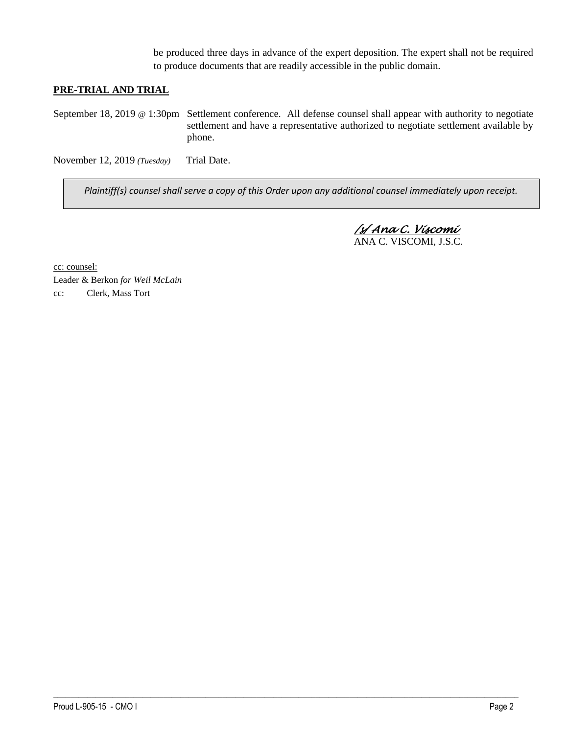be produced three days in advance of the expert deposition. The expert shall not be required to produce documents that are readily accessible in the public domain.

**PRE-TRIAL AND TRIAL**

| | |
|---|---|
| September 18, 2019 @ 1:30pm | Settlement conference. All defense counsel shall appear with authority to negotiate settlement and have a representative authorized to negotiate settlement available by phone. |
| November 12, 2019 *(Tuesday)* | Trial Date. |

*Plaintiff(s) counsel shall serve a copy of this Order upon any additional counsel immediately upon receipt.*

*/s/ Ana C. Viscomi*
ANA C. VISCOMI, J.S.C.

cc: counsel:
Leader & Berkon *for Weil McLain*
cc: Clerk, Mass Tort